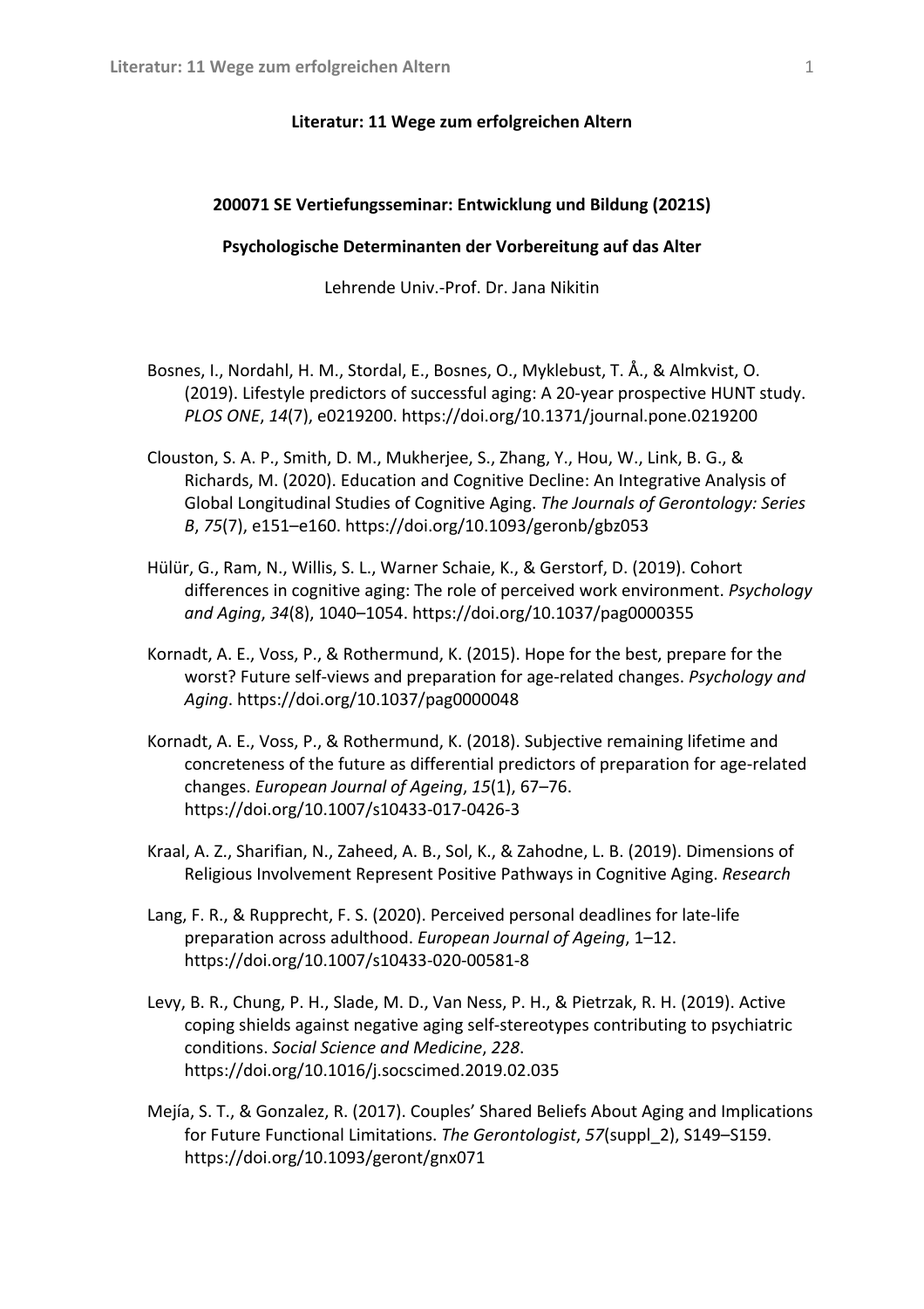**Literatur: 11 Wege zum erfolgreichen Altern**

**200071 SE Vertiefungsseminar: Entwicklung und Bildung (2021S)**

**Psychologische Determinanten der Vorbereitung auf das Alter**

Lehrende Univ.-Prof. Dr. Jana Nikitin

Bosnes, I., Nordahl, H. M., Stordal, E., Bosnes, O., Myklebust, T. Å., & Almkvist, O. (2019). Lifestyle predictors of successful aging: A 20-year prospective HUNT study. *PLOS ONE*, *14*(7), e0219200. https://doi.org/10.1371/journal.pone.0219200

Clouston, S. A. P., Smith, D. M., Mukherjee, S., Zhang, Y., Hou, W., Link, B. G., & Richards, M. (2020). Education and Cognitive Decline: An Integrative Analysis of Global Longitudinal Studies of Cognitive Aging. *The Journals of Gerontology: Series B*, *75*(7), e151–e160. https://doi.org/10.1093/geronb/gbz053

Hülür, G., Ram, N., Willis, S. L., Warner Schaie, K., & Gerstorf, D. (2019). Cohort differences in cognitive aging: The role of perceived work environment. *Psychology and Aging*, *34*(8), 1040–1054. https://doi.org/10.1037/pag0000355

Kornadt, A. E., Voss, P., & Rothermund, K. (2015). Hope for the best, prepare for the worst? Future self-views and preparation for age-related changes. *Psychology and Aging*. https://doi.org/10.1037/pag0000048

Kornadt, A. E., Voss, P., & Rothermund, K. (2018). Subjective remaining lifetime and concreteness of the future as differential predictors of preparation for age-related changes. *European Journal of Ageing*, *15*(1), 67–76. https://doi.org/10.1007/s10433-017-0426-3

Kraal, A. Z., Sharifian, N., Zaheed, A. B., Sol, K., & Zahodne, L. B. (2019). Dimensions of Religious Involvement Represent Positive Pathways in Cognitive Aging. *Research*

Lang, F. R., & Rupprecht, F. S. (2020). Perceived personal deadlines for late-life preparation across adulthood. *European Journal of Ageing*, 1–12. https://doi.org/10.1007/s10433-020-00581-8

Levy, B. R., Chung, P. H., Slade, M. D., Van Ness, P. H., & Pietrzak, R. H. (2019). Active coping shields against negative aging self-stereotypes contributing to psychiatric conditions. *Social Science and Medicine*, *228*. https://doi.org/10.1016/j.socscimed.2019.02.035

Mejía, S. T., & Gonzalez, R. (2017). Couples' Shared Beliefs About Aging and Implications for Future Functional Limitations. *The Gerontologist*, *57*(suppl_2), S149–S159. https://doi.org/10.1093/geront/gnx071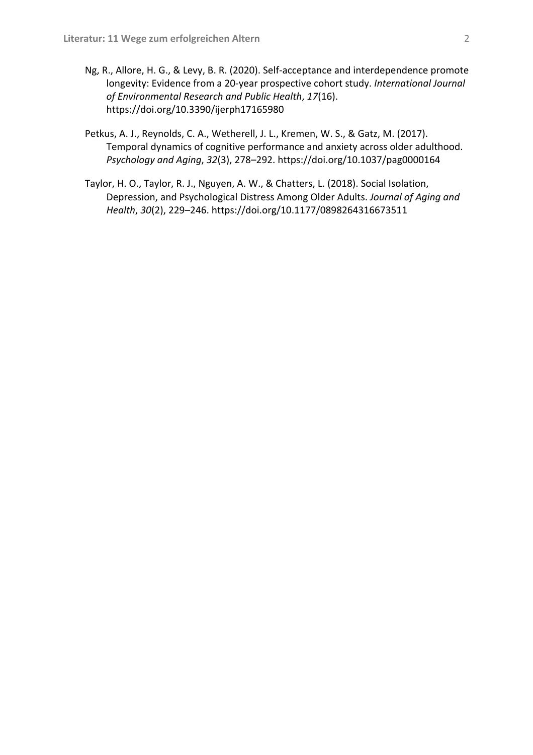Ng, R., Allore, H. G., & Levy, B. R. (2020). Self-acceptance and interdependence promote longevity: Evidence from a 20-year prospective cohort study. *International Journal of Environmental Research and Public Health*, *17*(16). https://doi.org/10.3390/ijerph17165980

Petkus, A. J., Reynolds, C. A., Wetherell, J. L., Kremen, W. S., & Gatz, M. (2017). Temporal dynamics of cognitive performance and anxiety across older adulthood. *Psychology and Aging*, *32*(3), 278–292. https://doi.org/10.1037/pag0000164

Taylor, H. O., Taylor, R. J., Nguyen, A. W., & Chatters, L. (2018). Social Isolation, Depression, and Psychological Distress Among Older Adults. *Journal of Aging and Health*, *30*(2), 229–246. https://doi.org/10.1177/0898264316673511